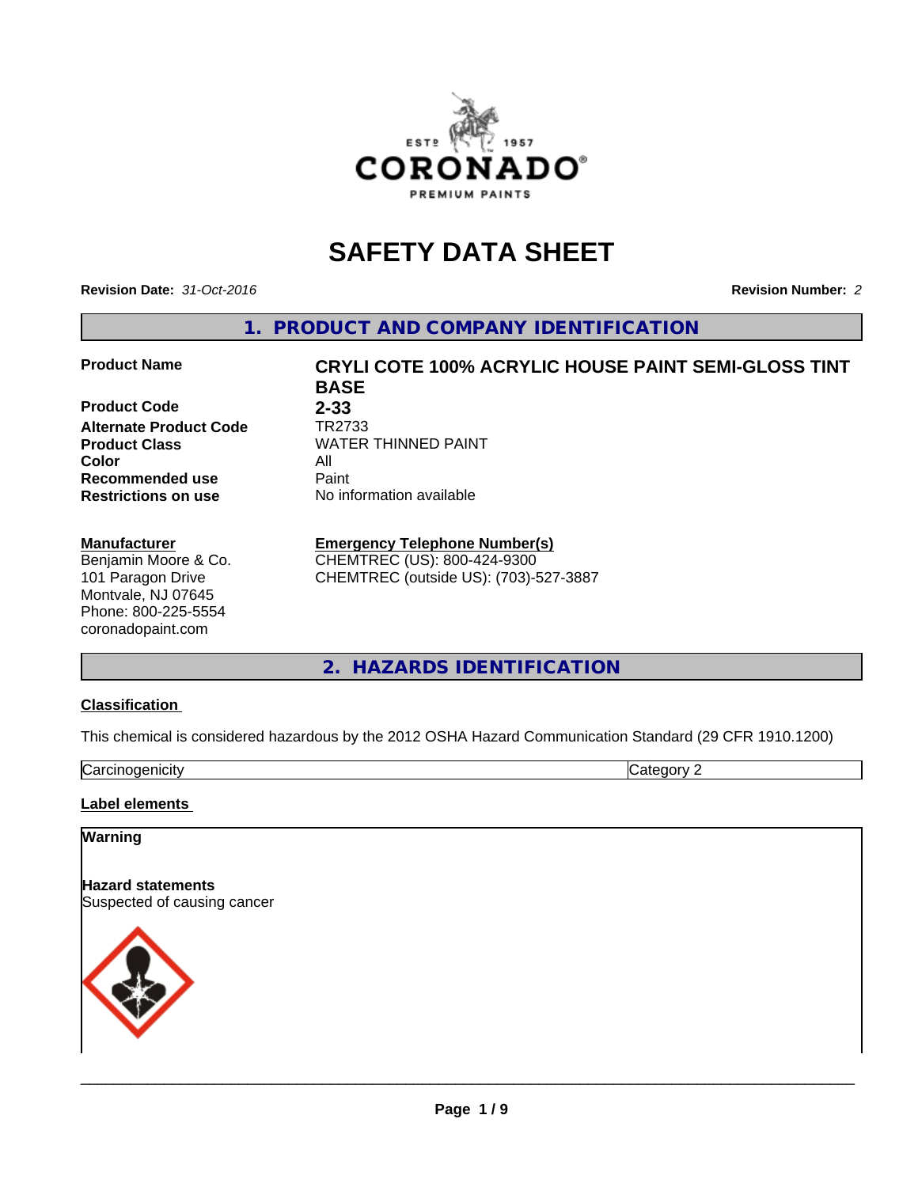# SAFETY DATA SHEET

**Revision Date:** *31-Oct-2016* **Revision Number:** *2*

## 1. PRODUCT AND COMPANY IDENTIFICATION

| | |
|---|---|
| **Product Name** | **CRYLI COTE 100% ACRYLIC HOUSE PAINT SEMI-GLOSS TINT BASE** |
| **Product Code** | **2-33** |
| **Alternate Product Code** | TR2733 |
| **Product Class** | WATER THINNED PAINT |
| **Color** | All |
| **Recommended use** | Paint |
| **Restrictions on use** | No information available |

**Manufacturer**
Benjamin Moore & Co.
101 Paragon Drive
Montvale, NJ 07645
Phone: 800-225-5554
coronadopaint.com

**Emergency Telephone Number(s)**
CHEMTREC (US): 800-424-9300
CHEMTREC (outside US): (703)-527-3887

## 2. HAZARDS IDENTIFICATION

**Classification**

This chemical is considered hazardous by the 2012 OSHA Hazard Communication Standard (29 CFR 1910.1200)

| | |
|---|---|
| Carcinogenicity | Category 2 |

**Label elements**

**Warning**

**Hazard statements**
Suspected of causing cancer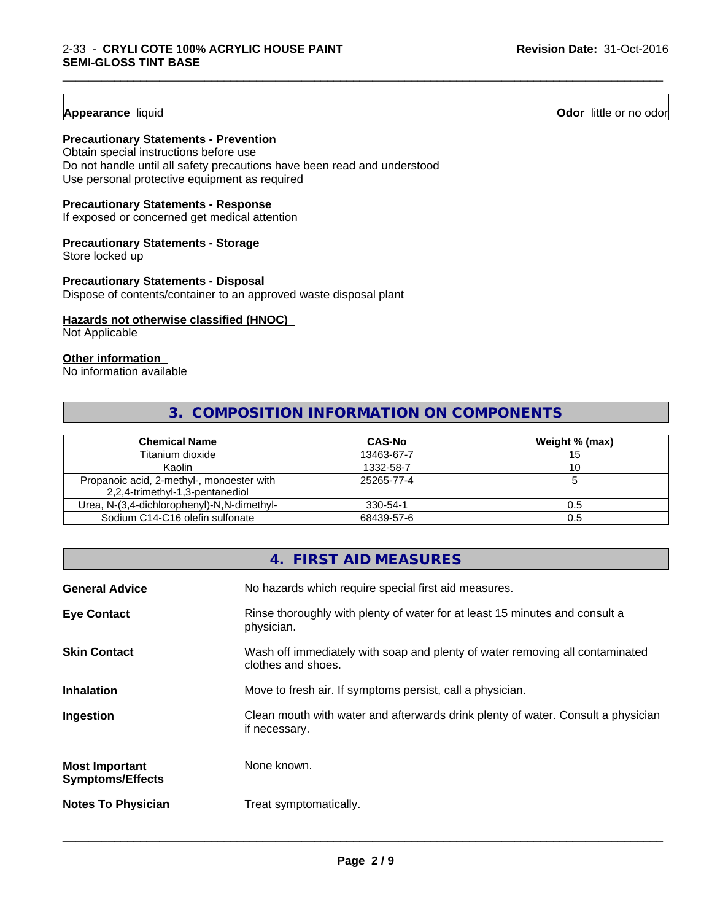**Appearance** liquid **Odor** little or no odor

**Precautionary Statements - Prevention**
Obtain special instructions before use
Do not handle until all safety precautions have been read and understood
Use personal protective equipment as required

**Precautionary Statements - Response**
If exposed or concerned get medical attention

**Precautionary Statements - Storage**
Store locked up

**Precautionary Statements - Disposal**
Dispose of contents/container to an approved waste disposal plant

**Hazards not otherwise classified (HNOC)**
Not Applicable

**Other information**
No information available

## 3. COMPOSITION INFORMATION ON COMPONENTS

| Chemical Name | CAS-No | Weight % (max) |
|---|---|---|
| Titanium dioxide | 13463-67-7 | 15 |
| Kaolin | 1332-58-7 | 10 |
| Propanoic acid, 2-methyl-, monoester with 2,2,4-trimethyl-1,3-pentanediol | 25265-77-4 | 5 |
| Urea, N-(3,4-dichlorophenyl)-N,N-dimethyl- | 330-54-1 | 0.5 |
| Sodium C14-C16 olefin sulfonate | 68439-57-6 | 0.5 |

## 4. FIRST AID MEASURES

**General Advice** No hazards which require special first aid measures.

**Eye Contact** Rinse thoroughly with plenty of water for at least 15 minutes and consult a physician.

**Skin Contact** Wash off immediately with soap and plenty of water removing all contaminated clothes and shoes.

**Inhalation** Move to fresh air. If symptoms persist, call a physician.

**Ingestion** Clean mouth with water and afterwards drink plenty of water. Consult a physician if necessary.

**Most Important Symptoms/Effects** None known.

**Notes To Physician** Treat symptomatically.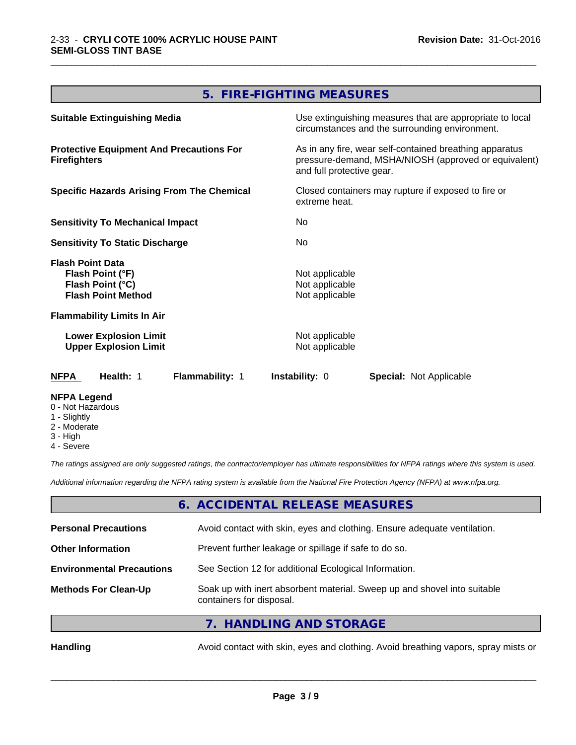## 5. FIRE-FIGHTING MEASURES

| | |
|---|---|
| **Suitable Extinguishing Media** | Use extinguishing measures that are appropriate to local circumstances and the surrounding environment. |
| **Protective Equipment And Precautions For Firefighters** | As in any fire, wear self-contained breathing apparatus pressure-demand, MSHA/NIOSH (approved or equivalent) and full protective gear. |
| **Specific Hazards Arising From The Chemical** | Closed containers may rupture if exposed to fire or extreme heat. |
| **Sensitivity To Mechanical Impact** | No |
| **Sensitivity To Static Discharge** | No |
| **Flash Point Data** | |
| **Flash Point (°F)** | Not applicable |
| **Flash Point (°C)** | Not applicable |
| **Flash Point Method** | Not applicable |
| **Flammability Limits In Air** | |
| **Lower Explosion Limit** | Not applicable |
| **Upper Explosion Limit** | Not applicable |

**NFPA** **Health:** 1 **Flammability:** 1 **Instability:** 0 **Special:** Not Applicable

**NFPA Legend**
- 0 - Not Hazardous
- 1 - Slightly
- 2 - Moderate
- 3 - High
- 4 - Severe

*The ratings assigned are only suggested ratings, the contractor/employer has ultimate responsibilities for NFPA ratings where this system is used.*

*Additional information regarding the NFPA rating system is available from the National Fire Protection Agency (NFPA) at www.nfpa.org.*

## 6. ACCIDENTAL RELEASE MEASURES

| | |
|---|---|
| **Personal Precautions** | Avoid contact with skin, eyes and clothing. Ensure adequate ventilation. |
| **Other Information** | Prevent further leakage or spillage if safe to do so. |
| **Environmental Precautions** | See Section 12 for additional Ecological Information. |
| **Methods For Clean-Up** | Soak up with inert absorbent material. Sweep up and shovel into suitable containers for disposal. |

## 7. HANDLING AND STORAGE

| | |
|---|---|
| **Handling** | Avoid contact with skin, eyes and clothing. Avoid breathing vapors, spray mists or |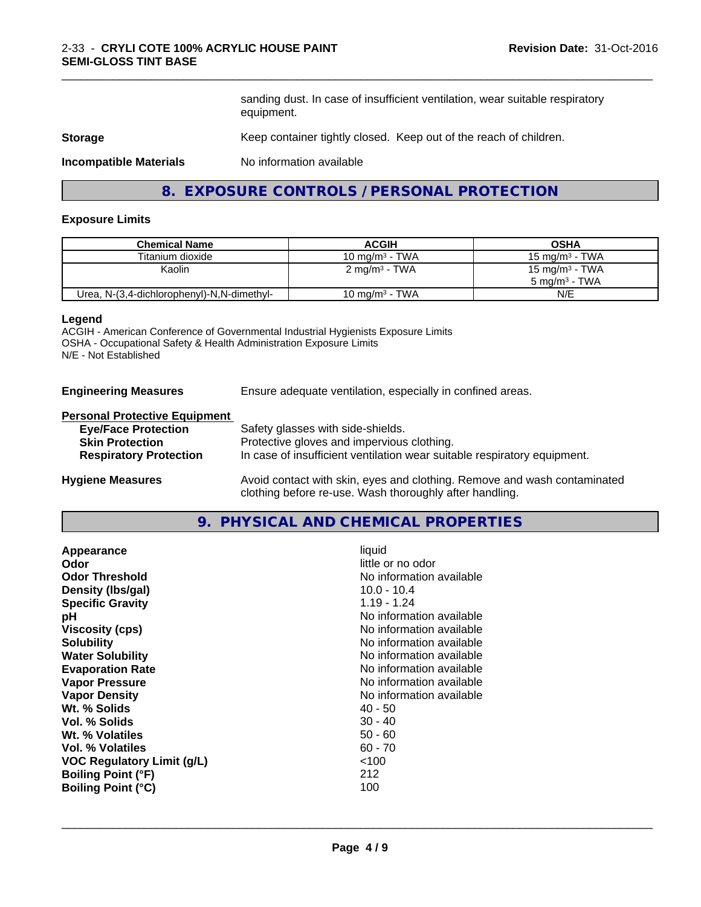sanding dust. In case of insufficient ventilation, wear suitable respiratory equipment.

**Storage** Keep container tightly closed. Keep out of the reach of children.

**Incompatible Materials** No information available

## 8. EXPOSURE CONTROLS / PERSONAL PROTECTION

### Exposure Limits

| Chemical Name | ACGIH | OSHA |
|---|---|---|
| Titanium dioxide | 10 mg/m³ - TWA | 15 mg/m³ - TWA |
| Kaolin | 2 mg/m³ - TWA | 15 mg/m³ - TWA<br>5 mg/m³ - TWA |
| Urea, N-(3,4-dichlorophenyl)-N,N-dimethyl- | 10 mg/m³ - TWA | N/E |

**Legend**
ACGIH - American Conference of Governmental Industrial Hygienists Exposure Limits
OSHA - Occupational Safety & Health Administration Exposure Limits
N/E - Not Established

**Engineering Measures** Ensure adequate ventilation, especially in confined areas.

**Personal Protective Equipment**
- **Eye/Face Protection** Safety glasses with side-shields.
- **Skin Protection** Protective gloves and impervious clothing.
- **Respiratory Protection** In case of insufficient ventilation wear suitable respiratory equipment.

**Hygiene Measures** Avoid contact with skin, eyes and clothing. Remove and wash contaminated clothing before re-use. Wash thoroughly after handling.

## 9. PHYSICAL AND CHEMICAL PROPERTIES

| | |
|---|---|
| **Appearance** | liquid |
| **Odor** | little or no odor |
| **Odor Threshold** | No information available |
| **Density (lbs/gal)** | 10.0 - 10.4 |
| **Specific Gravity** | 1.19 - 1.24 |
| **pH** | No information available |
| **Viscosity (cps)** | No information available |
| **Solubility** | No information available |
| **Water Solubility** | No information available |
| **Evaporation Rate** | No information available |
| **Vapor Pressure** | No information available |
| **Vapor Density** | No information available |
| **Wt. % Solids** | 40 - 50 |
| **Vol. % Solids** | 30 - 40 |
| **Wt. % Volatiles** | 50 - 60 |
| **Vol. % Volatiles** | 60 - 70 |
| **VOC Regulatory Limit (g/L)** | <100 |
| **Boiling Point (°F)** | 212 |
| **Boiling Point (°C)** | 100 |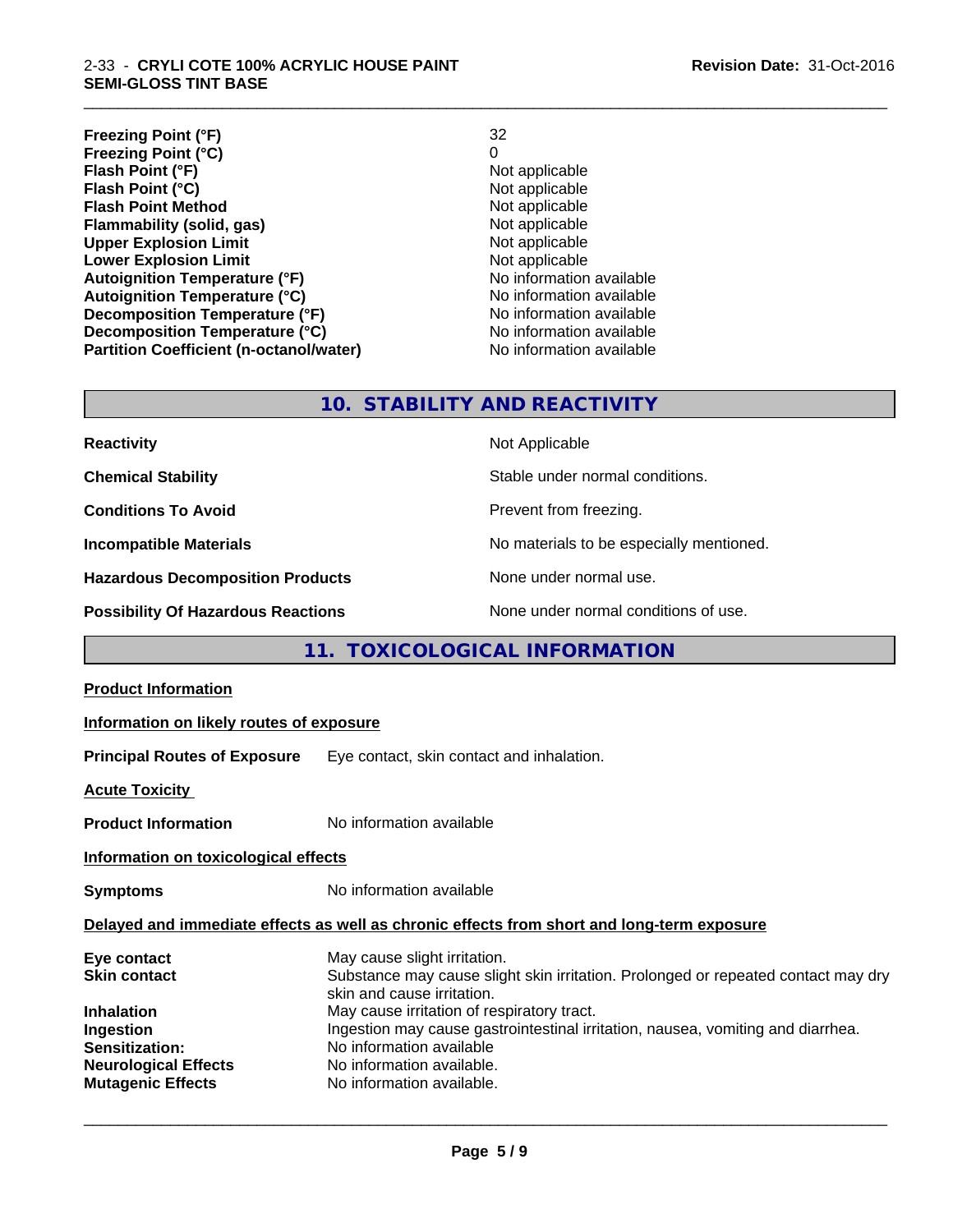| | |
|---|---|
| **Freezing Point (°F)** | 32 |
| **Freezing Point (°C)** | 0 |
| **Flash Point (°F)** | Not applicable |
| **Flash Point (°C)** | Not applicable |
| **Flash Point Method** | Not applicable |
| **Flammability (solid, gas)** | Not applicable |
| **Upper Explosion Limit** | Not applicable |
| **Lower Explosion Limit** | Not applicable |
| **Autoignition Temperature (°F)** | No information available |
| **Autoignition Temperature (°C)** | No information available |
| **Decomposition Temperature (°F)** | No information available |
| **Decomposition Temperature (°C)** | No information available |
| **Partition Coefficient (n-octanol/water)** | No information available |

## 10. STABILITY AND REACTIVITY

| | |
|---|---|
| **Reactivity** | Not Applicable |
| **Chemical Stability** | Stable under normal conditions. |
| **Conditions To Avoid** | Prevent from freezing. |
| **Incompatible Materials** | No materials to be especially mentioned. |
| **Hazardous Decomposition Products** | None under normal use. |
| **Possibility Of Hazardous Reactions** | None under normal conditions of use. |

## 11. TOXICOLOGICAL INFORMATION

**Product Information**

**Information on likely routes of exposure**

**Principal Routes of Exposure** Eye contact, skin contact and inhalation.

**Acute Toxicity**

**Product Information** No information available

**Information on toxicological effects**

**Symptoms** No information available

**Delayed and immediate effects as well as chronic effects from short and long-term exposure**

| | |
|---|---|
| **Eye contact** | May cause slight irritation. |
| **Skin contact** | Substance may cause slight skin irritation. Prolonged or repeated contact may dry skin and cause irritation. |
| **Inhalation** | May cause irritation of respiratory tract. |
| **Ingestion** | Ingestion may cause gastrointestinal irritation, nausea, vomiting and diarrhea. |
| **Sensitization:** | No information available |
| **Neurological Effects** | No information available. |
| **Mutagenic Effects** | No information available. |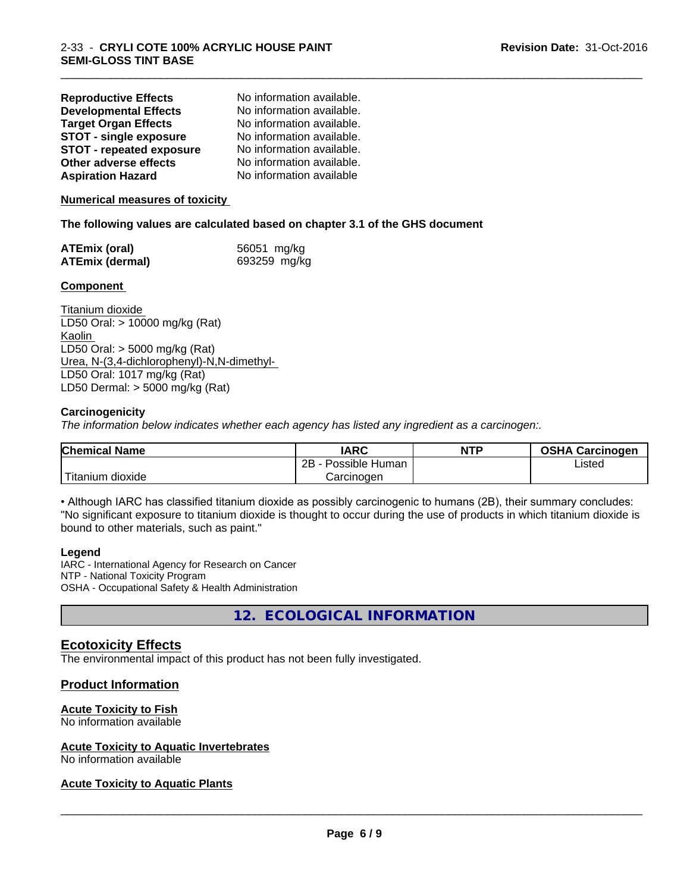| | |
|---|---|
| **Reproductive Effects** | No information available. |
| **Developmental Effects** | No information available. |
| **Target Organ Effects** | No information available. |
| **STOT - single exposure** | No information available. |
| **STOT - repeated exposure** | No information available. |
| **Other adverse effects** | No information available. |
| **Aspiration Hazard** | No information available |

**Numerical measures of toxicity**

**The following values are calculated based on chapter 3.1 of the GHS document**

| | |
|---|---|
| **ATEmix (oral)** | 56051 mg/kg |
| **ATEmix (dermal)** | 693259 mg/kg |

**Component**

Titanium dioxide
LD50 Oral: > 10000 mg/kg (Rat)
Kaolin
LD50 Oral: > 5000 mg/kg (Rat)
Urea, N-(3,4-dichlorophenyl)-N,N-dimethyl-
LD50 Oral: 1017 mg/kg (Rat)
LD50 Dermal: > 5000 mg/kg (Rat)

**Carcinogenicity**

*The information below indicates whether each agency has listed any ingredient as a carcinogen:.*

| Chemical Name | IARC | NTP | OSHA Carcinogen |
|---|---|---|---|
| Titanium dioxide | 2B - Possible Human Carcinogen | | Listed |

• Although IARC has classified titanium dioxide as possibly carcinogenic to humans (2B), their summary concludes: "No significant exposure to titanium dioxide is thought to occur during the use of products in which titanium dioxide is bound to other materials, such as paint."

**Legend**

IARC - International Agency for Research on Cancer
NTP - National Toxicity Program
OSHA - Occupational Safety & Health Administration

## 12. ECOLOGICAL INFORMATION

### Ecotoxicity Effects

The environmental impact of this product has not been fully investigated.

### Product Information

**Acute Toxicity to Fish**
No information available

**Acute Toxicity to Aquatic Invertebrates**
No information available

**Acute Toxicity to Aquatic Plants**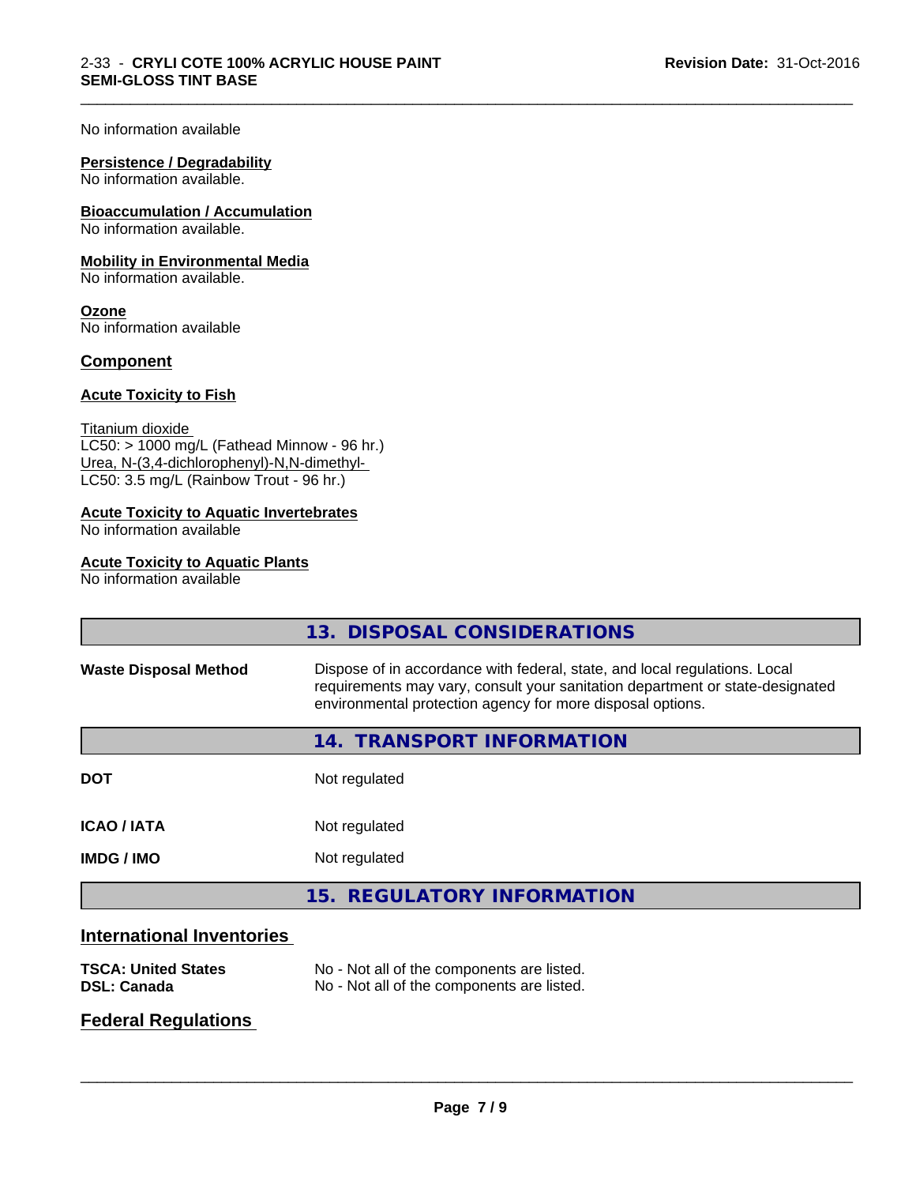No information available

**Persistence / Degradability**
No information available.

**Bioaccumulation / Accumulation**
No information available.

**Mobility in Environmental Media**
No information available.

**Ozone**
No information available

## Component

**Acute Toxicity to Fish**

Titanium dioxide
LC50: > 1000 mg/L (Fathead Minnow - 96 hr.)
Urea, N-(3,4-dichlorophenyl)-N,N-dimethyl-
LC50: 3.5 mg/L (Rainbow Trout - 96 hr.)

**Acute Toxicity to Aquatic Invertebrates**
No information available

**Acute Toxicity to Aquatic Plants**
No information available

## 13. DISPOSAL CONSIDERATIONS

| | |
|---|---|
| **Waste Disposal Method** | Dispose of in accordance with federal, state, and local regulations. Local requirements may vary, consult your sanitation department or state-designated environmental protection agency for more disposal options. |

## 14. TRANSPORT INFORMATION

| | |
|---|---|
| **DOT** | Not regulated |
| **ICAO / IATA** | Not regulated |
| **IMDG / IMO** | Not regulated |

## 15. REGULATORY INFORMATION

### International Inventories

| | |
|---|---|
| **TSCA: United States** | No - Not all of the components are listed. |
| **DSL: Canada** | No - Not all of the components are listed. |

### Federal Regulations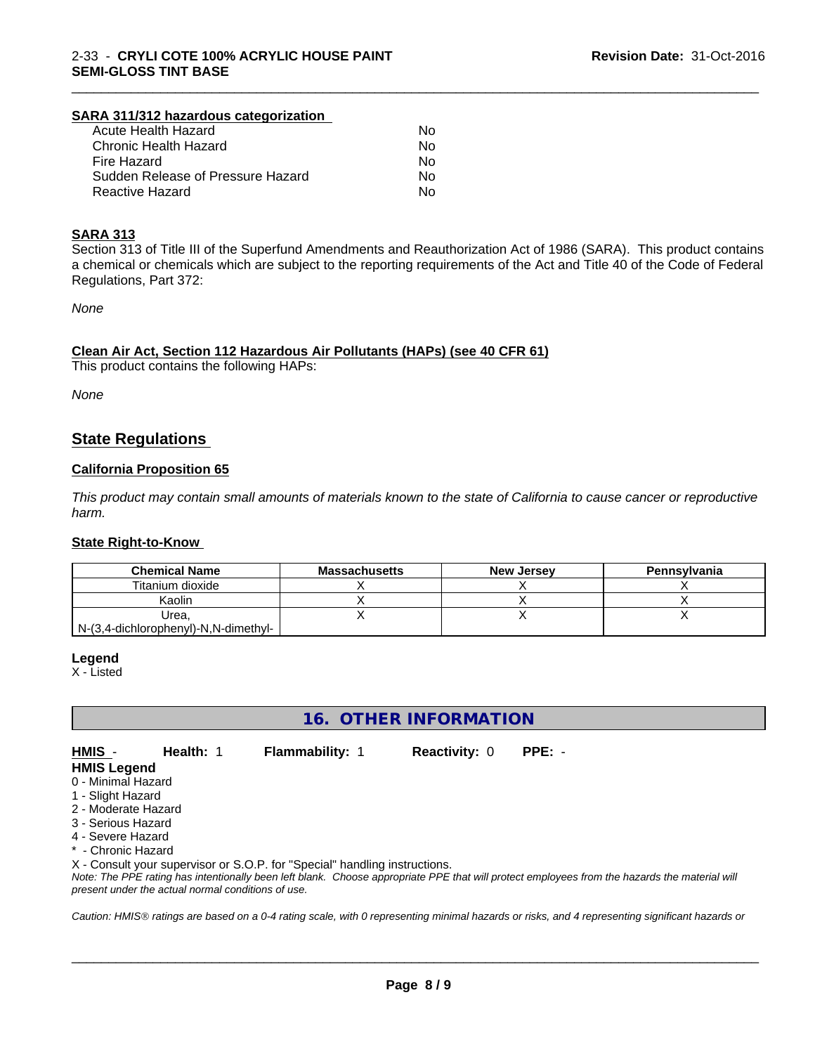#### SARA 311/312 hazardous categorization

| | |
|---|---|
| Acute Health Hazard | No |
| Chronic Health Hazard | No |
| Fire Hazard | No |
| Sudden Release of Pressure Hazard | No |
| Reactive Hazard | No |

#### SARA 313

Section 313 of Title III of the Superfund Amendments and Reauthorization Act of 1986 (SARA). This product contains a chemical or chemicals which are subject to the reporting requirements of the Act and Title 40 of the Code of Federal Regulations, Part 372:

*None*

#### Clean Air Act, Section 112 Hazardous Air Pollutants (HAPs) (see 40 CFR 61)

This product contains the following HAPs:

*None*

## State Regulations

#### California Proposition 65

*This product may contain small amounts of materials known to the state of California to cause cancer or reproductive harm.*

#### State Right-to-Know

| Chemical Name | Massachusetts | New Jersey | Pennsylvania |
|---|---|---|---|
| Titanium dioxide | X | X | X |
| Kaolin | X | X | X |
| Urea, N-(3,4-dichlorophenyl)-N,N-dimethyl- | X | X | X |

**Legend**

X - Listed

# 16. OTHER INFORMATION

**HMIS** - **Health:** 1 **Flammability:** 1 **Reactivity:** 0 **PPE:** -

**HMIS Legend**

0 - Minimal Hazard
1 - Slight Hazard
2 - Moderate Hazard
3 - Serious Hazard
4 - Severe Hazard
* - Chronic Hazard
X - Consult your supervisor or S.O.P. for "Special" handling instructions.

*Note: The PPE rating has intentionally been left blank. Choose appropriate PPE that will protect employees from the hazards the material will present under the actual normal conditions of use.*

*Caution: HMIS® ratings are based on a 0-4 rating scale, with 0 representing minimal hazards or risks, and 4 representing significant hazards or*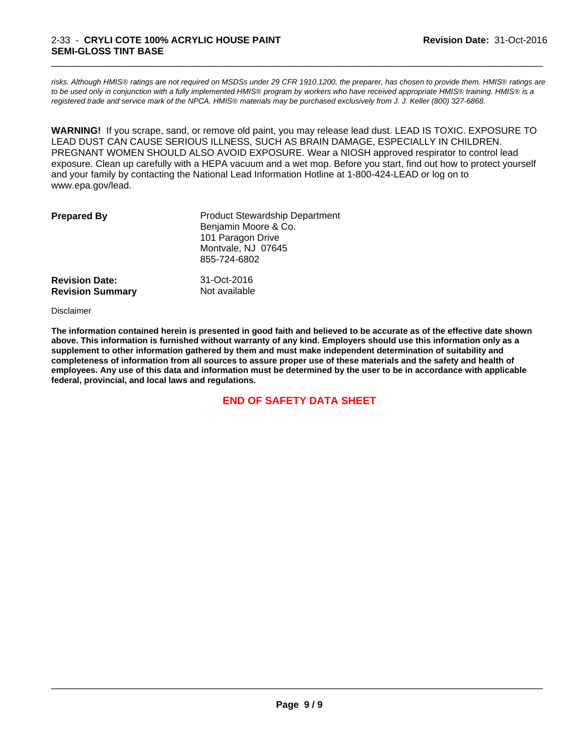*risks. Although HMIS® ratings are not required on MSDSs under 29 CFR 1910.1200, the preparer, has chosen to provide them. HMIS® ratings are to be used only in conjunction with a fully implemented HMIS® program by workers who have received appropriate HMIS® training. HMIS® is a registered trade and service mark of the NPCA. HMIS® materials may be purchased exclusively from J. J. Keller (800) 327-6868.*

**WARNING!** If you scrape, sand, or remove old paint, you may release lead dust. LEAD IS TOXIC. EXPOSURE TO LEAD DUST CAN CAUSE SERIOUS ILLNESS, SUCH AS BRAIN DAMAGE, ESPECIALLY IN CHILDREN. PREGNANT WOMEN SHOULD ALSO AVOID EXPOSURE. Wear a NIOSH approved respirator to control lead exposure. Clean up carefully with a HEPA vacuum and a wet mop. Before you start, find out how to protect yourself and your family by contacting the National Lead Information Hotline at 1-800-424-LEAD or log on to www.epa.gov/lead.

| | |
|---|---|
| **Prepared By** | Product Stewardship Department<br>Benjamin Moore & Co.<br>101 Paragon Drive<br>Montvale, NJ 07645<br>855-724-6802 |
| **Revision Date:** | 31-Oct-2016 |
| **Revision Summary** | Not available |

Disclaimer

**The information contained herein is presented in good faith and believed to be accurate as of the effective date shown above. This information is furnished without warranty of any kind. Employers should use this information only as a supplement to other information gathered by them and must make independent determination of suitability and completeness of information from all sources to assure proper use of these materials and the safety and health of employees. Any use of this data and information must be determined by the user to be in accordance with applicable federal, provincial, and local laws and regulations.**

**END OF SAFETY DATA SHEET**